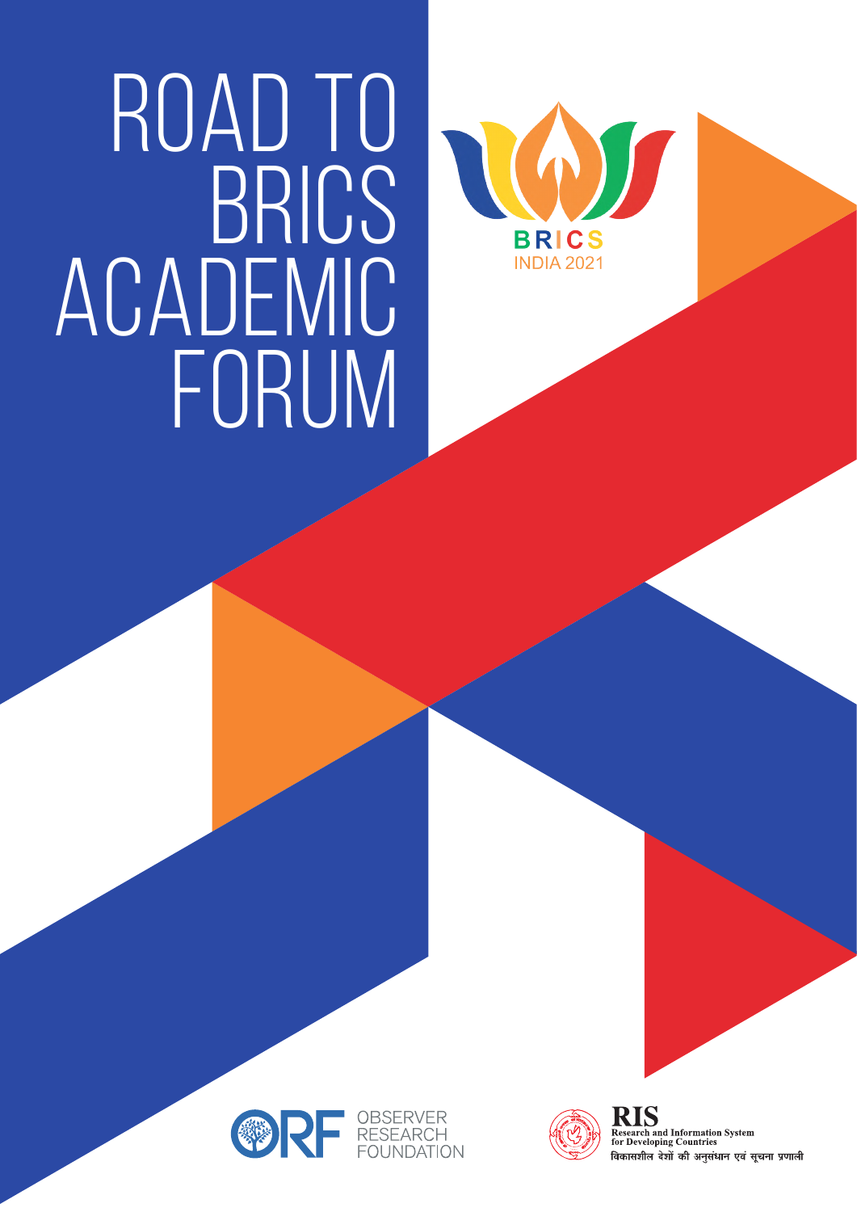# ROAD TO BRICS ACADEMIC FORUM

BRICS
INDIA 2021

OBSERVER RESEARCH FOUNDATION

RIS
Research and Information System for Developing Countries
विकासशील देशों की अनुसंधान एवं सूचना प्रणाली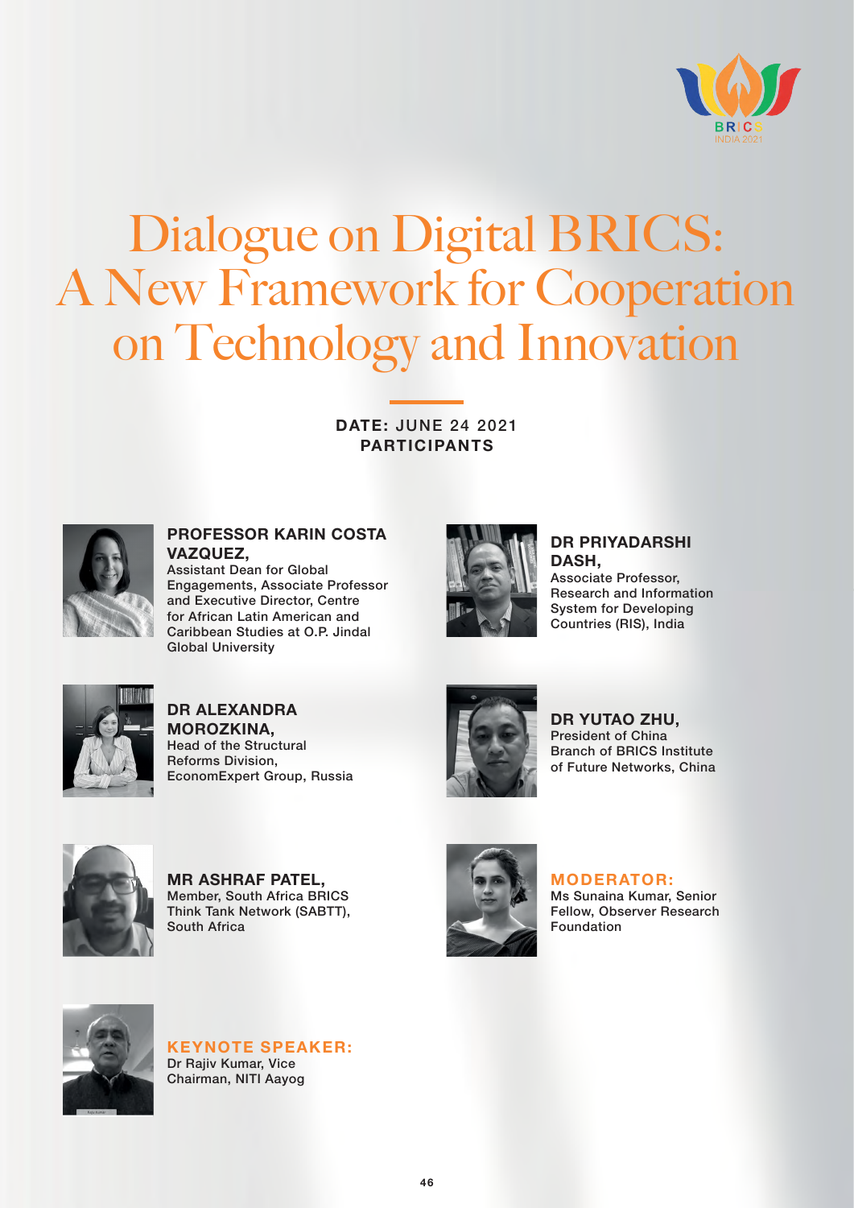# Dialogue on Digital BRICS: A New Framework for Cooperation on Technology and Innovation

**DATE:** JUNE 24 2021

**PARTICIPANTS**

**PROFESSOR KARIN COSTA VAZQUEZ,**
Assistant Dean for Global Engagements, Associate Professor and Executive Director, Centre for African Latin American and Caribbean Studies at O.P. Jindal Global University

**DR PRIYADARSHI DASH,**
Associate Professor, Research and Information System for Developing Countries (RIS), India

**DR ALEXANDRA MOROZKINA,**
Head of the Structural Reforms Division, EconomExpert Group, Russia

**DR YUTAO ZHU,**
President of China Branch of BRICS Institute of Future Networks, China

**MR ASHRAF PATEL,**
Member, South Africa BRICS Think Tank Network (SABTT), South Africa

**MODERATOR:**
Ms Sunaina Kumar, Senior Fellow, Observer Research Foundation

**KEYNOTE SPEAKER:**
Dr Rajiv Kumar, Vice Chairman, NITI Aayog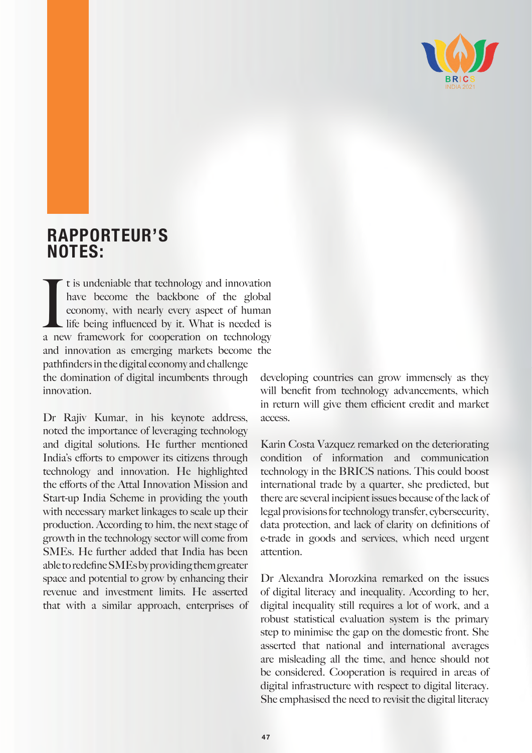## RAPPORTEUR'S NOTES:

It is undeniable that technology and innovation have become the backbone of the global economy, with nearly every aspect of human life being influenced by it. What is needed is a new framework for cooperation on technology and innovation as emerging markets become the pathfinders in the digital economy and challenge the domination of digital incumbents through innovation.

Dr Rajiv Kumar, in his keynote address, noted the importance of leveraging technology and digital solutions. He further mentioned India's efforts to empower its citizens through technology and innovation. He highlighted the efforts of the Attal Innovation Mission and Start-up India Scheme in providing the youth with necessary market linkages to scale up their production. According to him, the next stage of growth in the technology sector will come from SMEs. He further added that India has been able to redefine SMEs by providing them greater space and potential to grow by enhancing their revenue and investment limits. He asserted that with a similar approach, enterprises of developing countries can grow immensely as they will benefit from technology advancements, which in return will give them efficient credit and market access.

Karin Costa Vazquez remarked on the deteriorating condition of information and communication technology in the BRICS nations. This could boost international trade by a quarter, she predicted, but there are several incipient issues because of the lack of legal provisions for technology transfer, cybersecurity, data protection, and lack of clarity on definitions of e-trade in goods and services, which need urgent attention.

Dr Alexandra Morozkina remarked on the issues of digital literacy and inequality. According to her, digital inequality still requires a lot of work, and a robust statistical evaluation system is the primary step to minimise the gap on the domestic front. She asserted that national and international averages are misleading all the time, and hence should not be considered. Cooperation is required in areas of digital infrastructure with respect to digital literacy. She emphasised the need to revisit the digital literacy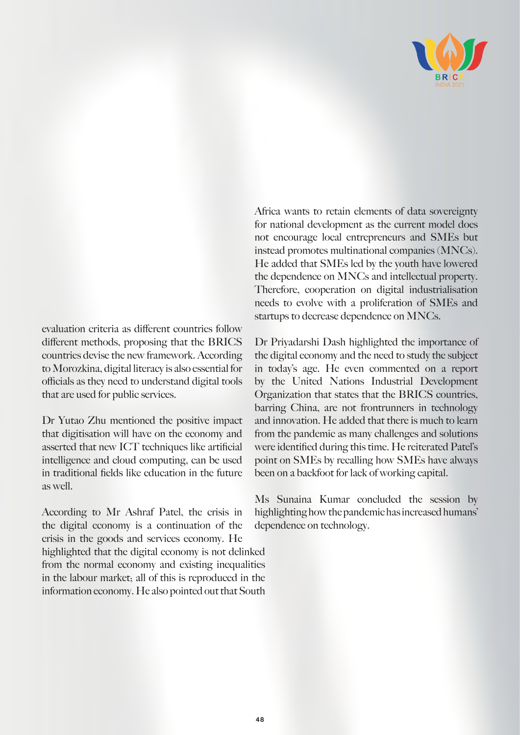evaluation criteria as different countries follow different methods, proposing that the BRICS countries devise the new framework. According to Morozkina, digital literacy is also essential for officials as they need to understand digital tools that are used for public services.

Dr Yutao Zhu mentioned the positive impact that digitisation will have on the economy and asserted that new ICT techniques like artificial intelligence and cloud computing, can be used in traditional fields like education in the future as well.

According to Mr Ashraf Patel, the crisis in the digital economy is a continuation of the crisis in the goods and services economy. He highlighted that the digital economy is not delinked from the normal economy and existing inequalities in the labour market; all of this is reproduced in the information economy. He also pointed out that South Africa wants to retain elements of data sovereignty for national development as the current model does not encourage local entrepreneurs and SMEs but instead promotes multinational companies (MNCs). He added that SMEs led by the youth have lowered the dependence on MNCs and intellectual property. Therefore, cooperation on digital industrialisation needs to evolve with a proliferation of SMEs and startups to decrease dependence on MNCs.

Dr Priyadarshi Dash highlighted the importance of the digital economy and the need to study the subject in today's age. He even commented on a report by the United Nations Industrial Development Organization that states that the BRICS countries, barring China, are not frontrunners in technology and innovation. He added that there is much to learn from the pandemic as many challenges and solutions were identified during this time. He reiterated Patel's point on SMEs by recalling how SMEs have always been on a backfoot for lack of working capital.

Ms Sunaina Kumar concluded the session by highlighting how the pandemic has increased humans' dependence on technology.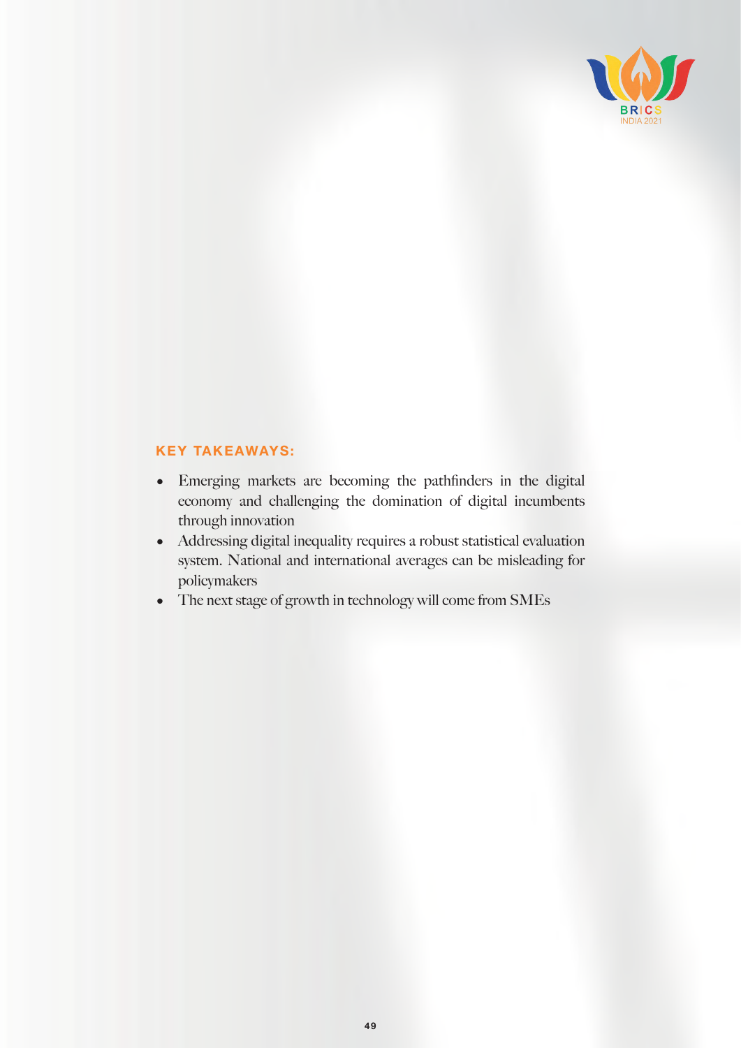**KEY TAKEAWAYS:**

- Emerging markets are becoming the pathfinders in the digital economy and challenging the domination of digital incumbents through innovation
- Addressing digital inequality requires a robust statistical evaluation system. National and international averages can be misleading for policymakers
- The next stage of growth in technology will come from SMEs